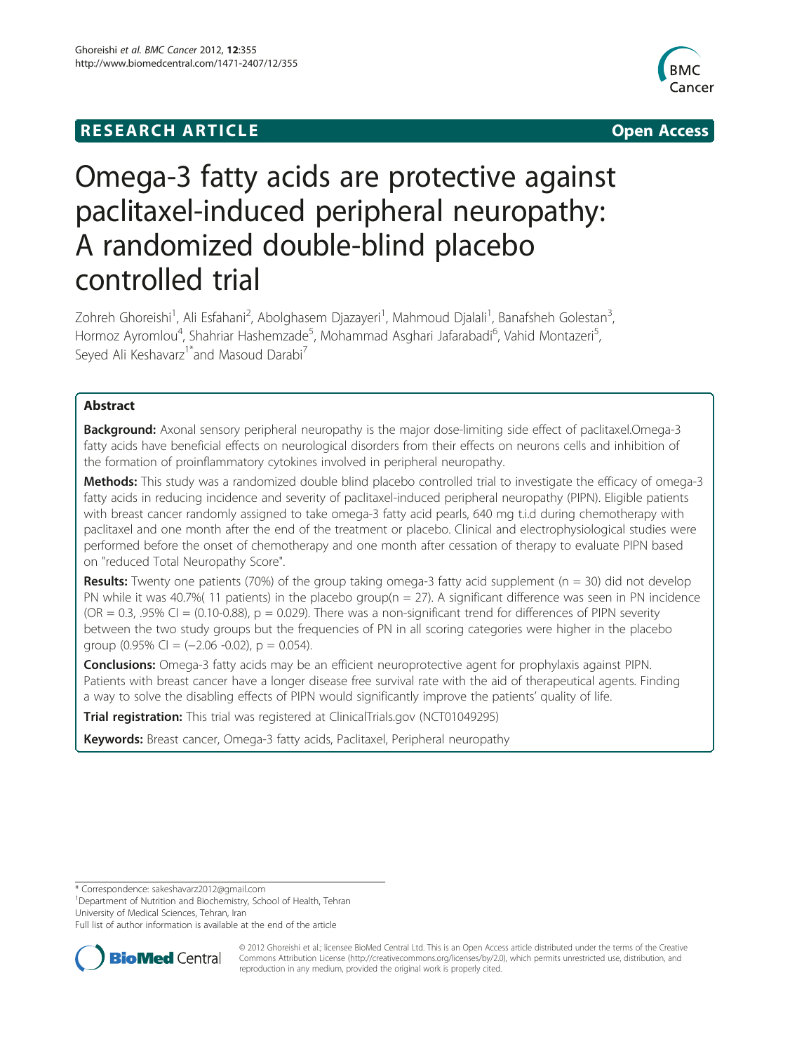**RESEARCH ARTICLE** **Open Access**

# Omega-3 fatty acids are protective against paclitaxel-induced peripheral neuropathy: A randomized double-blind placebo controlled trial

Zohreh Ghoreishi[1], Ali Esfahani[2], Abolghasem Djazayeri[1], Mahmoud Djalali[1], Banafsheh Golestan[3], Hormoz Ayromlou[4], Shahriar Hashemzade[5], Mohammad Asghari Jafarabadi[6], Vahid Montazeri[5], Seyed Ali Keshavarz[1*] and Masoud Darabi[7]

## Abstract

**Background:** Axonal sensory peripheral neuropathy is the major dose-limiting side effect of paclitaxel.Omega-3 fatty acids have beneficial effects on neurological disorders from their effects on neurons cells and inhibition of the formation of proinflammatory cytokines involved in peripheral neuropathy.

**Methods:** This study was a randomized double blind placebo controlled trial to investigate the efficacy of omega-3 fatty acids in reducing incidence and severity of paclitaxel-induced peripheral neuropathy (PIPN). Eligible patients with breast cancer randomly assigned to take omega-3 fatty acid pearls, 640 mg t.i.d during chemotherapy with paclitaxel and one month after the end of the treatment or placebo. Clinical and electrophysiological studies were performed before the onset of chemotherapy and one month after cessation of therapy to evaluate PIPN based on "reduced Total Neuropathy Score".

**Results:** Twenty one patients (70%) of the group taking omega-3 fatty acid supplement (n = 30) did not develop PN while it was 40.7%( 11 patients) in the placebo group(n = 27). A significant difference was seen in PN incidence (OR = 0.3, .95% CI = (0.10-0.88), p = 0.029). There was a non-significant trend for differences of PIPN severity between the two study groups but the frequencies of PN in all scoring categories were higher in the placebo group (0.95% CI = (−2.06 -0.02), p = 0.054).

**Conclusions:** Omega-3 fatty acids may be an efficient neuroprotective agent for prophylaxis against PIPN. Patients with breast cancer have a longer disease free survival rate with the aid of therapeutical agents. Finding a way to solve the disabling effects of PIPN would significantly improve the patients' quality of life.

**Trial registration:** This trial was registered at ClinicalTrials.gov (NCT01049295)

**Keywords:** Breast cancer, Omega-3 fatty acids, Paclitaxel, Peripheral neuropathy

\* Correspondence: sakeshavarz2012@gmail.com
[1]Department of Nutrition and Biochemistry, School of Health, Tehran University of Medical Sciences, Tehran, Iran
Full list of author information is available at the end of the article

© 2012 Ghoreishi et al.; licensee BioMed Central Ltd. This is an Open Access article distributed under the terms of the Creative Commons Attribution License (http://creativecommons.org/licenses/by/2.0), which permits unrestricted use, distribution, and reproduction in any medium, provided the original work is properly cited.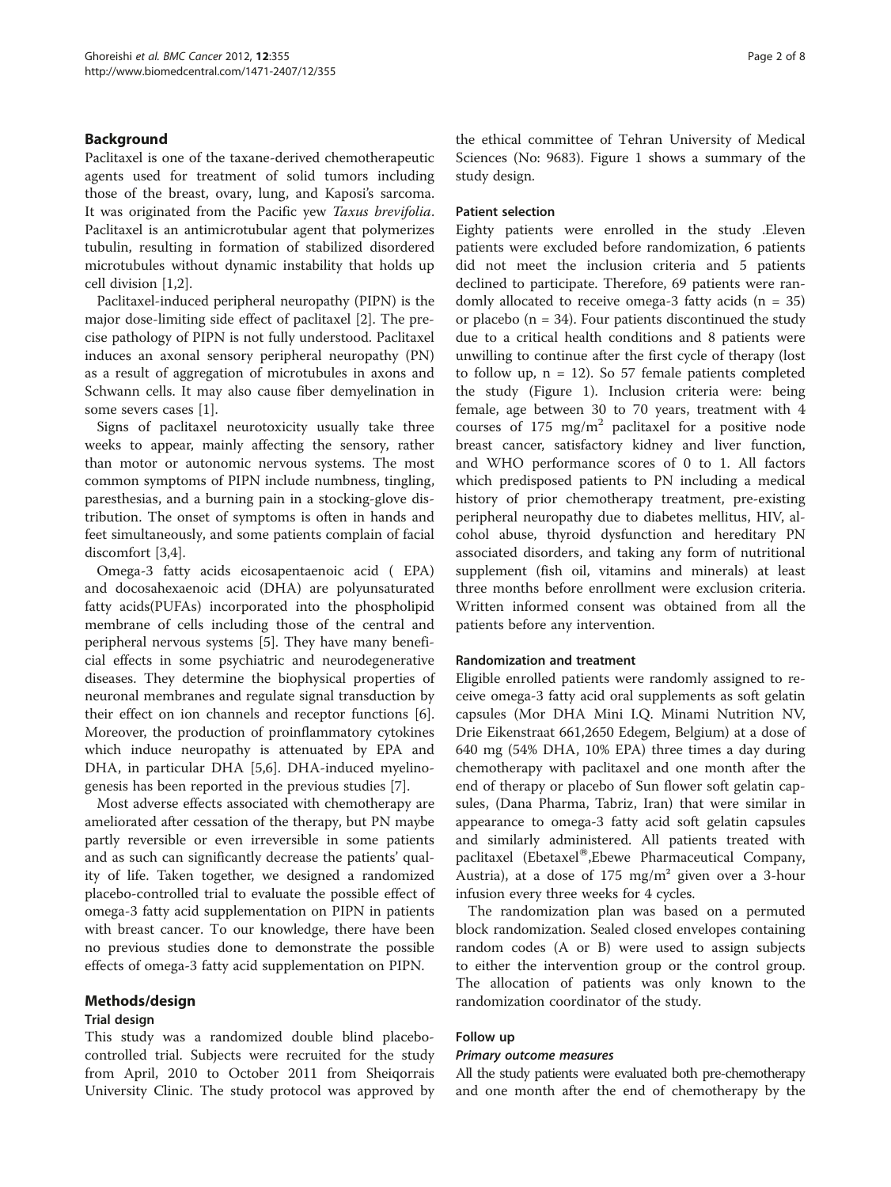## Background

Paclitaxel is one of the taxane-derived chemotherapeutic agents used for treatment of solid tumors including those of the breast, ovary, lung, and Kaposi's sarcoma. It was originated from the Pacific yew *Taxus brevifolia*. Paclitaxel is an antimicrotubular agent that polymerizes tubulin, resulting in formation of stabilized disordered microtubules without dynamic instability that holds up cell division [1,2].

Paclitaxel-induced peripheral neuropathy (PIPN) is the major dose-limiting side effect of paclitaxel [2]. The precise pathology of PIPN is not fully understood. Paclitaxel induces an axonal sensory peripheral neuropathy (PN) as a result of aggregation of microtubules in axons and Schwann cells. It may also cause fiber demyelination in some severs cases [1].

Signs of paclitaxel neurotoxicity usually take three weeks to appear, mainly affecting the sensory, rather than motor or autonomic nervous systems. The most common symptoms of PIPN include numbness, tingling, paresthesias, and a burning pain in a stocking-glove distribution. The onset of symptoms is often in hands and feet simultaneously, and some patients complain of facial discomfort [3,4].

Omega-3 fatty acids eicosapentaenoic acid ( EPA) and docosahexaenoic acid (DHA) are polyunsaturated fatty acids(PUFAs) incorporated into the phospholipid membrane of cells including those of the central and peripheral nervous systems [5]. They have many beneficial effects in some psychiatric and neurodegenerative diseases. They determine the biophysical properties of neuronal membranes and regulate signal transduction by their effect on ion channels and receptor functions [6]. Moreover, the production of proinflammatory cytokines which induce neuropathy is attenuated by EPA and DHA, in particular DHA [5,6]. DHA-induced myelinogenesis has been reported in the previous studies [7].

Most adverse effects associated with chemotherapy are ameliorated after cessation of the therapy, but PN maybe partly reversible or even irreversible in some patients and as such can significantly decrease the patients' quality of life. Taken together, we designed a randomized placebo-controlled trial to evaluate the possible effect of omega-3 fatty acid supplementation on PIPN in patients with breast cancer. To our knowledge, there have been no previous studies done to demonstrate the possible effects of omega-3 fatty acid supplementation on PIPN.

## Methods/design

### Trial design

This study was a randomized double blind placebo-controlled trial. Subjects were recruited for the study from April, 2010 to October 2011 from Sheiqorrais University Clinic. The study protocol was approved by the ethical committee of Tehran University of Medical Sciences (No: 9683). Figure 1 shows a summary of the study design.

### Patient selection

Eighty patients were enrolled in the study .Eleven patients were excluded before randomization, 6 patients did not meet the inclusion criteria and 5 patients declined to participate. Therefore, 69 patients were randomly allocated to receive omega-3 fatty acids (n = 35) or placebo (n = 34). Four patients discontinued the study due to a critical health conditions and 8 patients were unwilling to continue after the first cycle of therapy (lost to follow up, n = 12). So 57 female patients completed the study (Figure 1). Inclusion criteria were: being female, age between 30 to 70 years, treatment with 4 courses of 175 mg/m$^2$ paclitaxel for a positive node breast cancer, satisfactory kidney and liver function, and WHO performance scores of 0 to 1. All factors which predisposed patients to PN including a medical history of prior chemotherapy treatment, pre-existing peripheral neuropathy due to diabetes mellitus, HIV, alcohol abuse, thyroid dysfunction and hereditary PN associated disorders, and taking any form of nutritional supplement (fish oil, vitamins and minerals) at least three months before enrollment were exclusion criteria. Written informed consent was obtained from all the patients before any intervention.

### Randomization and treatment

Eligible enrolled patients were randomly assigned to receive omega-3 fatty acid oral supplements as soft gelatin capsules (Mor DHA Mini I.Q. Minami Nutrition NV, Drie Eikenstraat 661,2650 Edegem, Belgium) at a dose of 640 mg (54% DHA, 10% EPA) three times a day during chemotherapy with paclitaxel and one month after the end of therapy or placebo of Sun flower soft gelatin capsules, (Dana Pharma, Tabriz, Iran) that were similar in appearance to omega-3 fatty acid soft gelatin capsules and similarly administered. All patients treated with paclitaxel (Ebetaxel®,Ebewe Pharmaceutical Company, Austria), at a dose of 175 mg/m² given over a 3-hour infusion every three weeks for 4 cycles.

The randomization plan was based on a permuted block randomization. Sealed closed envelopes containing random codes (A or B) were used to assign subjects to either the intervention group or the control group. The allocation of patients was only known to the randomization coordinator of the study.

### Follow up

#### *Primary outcome measures*

All the study patients were evaluated both pre-chemotherapy and one month after the end of chemotherapy by the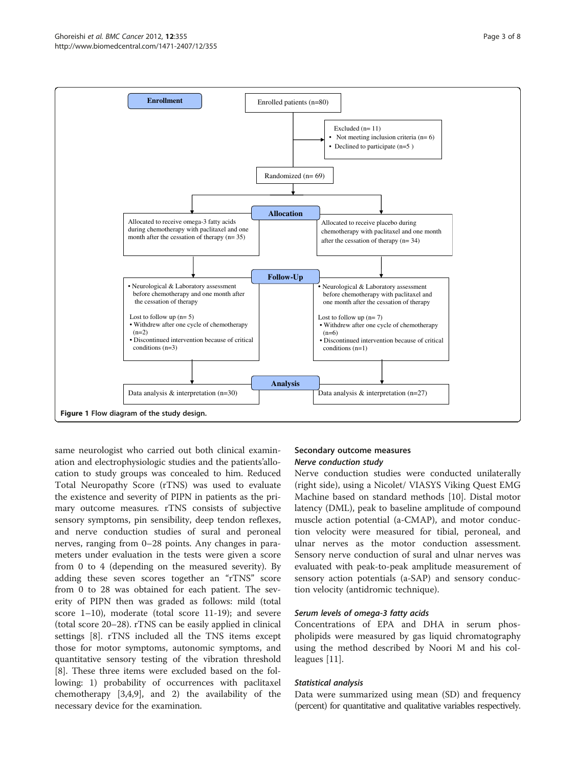Enrollment

Enrolled patients (n=80)

Excluded (n= 11)
- Not meeting inclusion criteria (n= 6)
- Declined to participate (n=5 )

Randomized (n= 69)

Allocation

Allocated to receive omega-3 fatty acids during chemotherapy with paclitaxel and one month after the cessation of therapy (n= 35)

Allocated to receive placebo during chemotherapy with paclitaxel and one month after the cessation of therapy (n= 34)

Follow-Up

- Neurological & Laboratory assessment before chemotherapy and one month after the cessation of therapy

Lost to follow up (n= 5)
- Withdrew after one cycle of chemotherapy (n=2)
- Discontinued intervention because of critical conditions (n=3)

- Neurological & Laboratory assessment before chemotherapy with paclitaxel and one month after the cessation of therapy

Lost to follow up (n= 7)
- Withdrew after one cycle of chemotherapy (n=6)
- Discontinued intervention because of critical conditions (n=1)

Analysis

Data analysis & interpretation (n=30)

Data analysis & interpretation (n=27)

**Figure 1** Flow diagram of the study design.

same neurologist who carried out both clinical examination and electrophysiologic studies and the patients'allocation to study groups was concealed to him. Reduced Total Neuropathy Score (rTNS) was used to evaluate the existence and severity of PIPN in patients as the primary outcome measures. rTNS consists of subjective sensory symptoms, pin sensibility, deep tendon reflexes, and nerve conduction studies of sural and peroneal nerves, ranging from 0–28 points. Any changes in parameters under evaluation in the tests were given a score from 0 to 4 (depending on the measured severity). By adding these seven scores together an "rTNS" score from 0 to 28 was obtained for each patient. The severity of PIPN then was graded as follows: mild (total score 1–10), moderate (total score 11-19); and severe (total score 20–28). rTNS can be easily applied in clinical settings [8]. rTNS included all the TNS items except those for motor symptoms, autonomic symptoms, and quantitative sensory testing of the vibration threshold [8]. These three items were excluded based on the following: 1) probability of occurrences with paclitaxel chemotherapy [3,4,9], and 2) the availability of the necessary device for the examination.

### Secondary outcome measures

#### *Nerve conduction study*

Nerve conduction studies were conducted unilaterally (right side), using a Nicolet/ VIASYS Viking Quest EMG Machine based on standard methods [10]. Distal motor latency (DML), peak to baseline amplitude of compound muscle action potential (a-CMAP), and motor conduction velocity were measured for tibial, peroneal, and ulnar nerves as the motor conduction assessment. Sensory nerve conduction of sural and ulnar nerves was evaluated with peak-to-peak amplitude measurement of sensory action potentials (a-SAP) and sensory conduction velocity (antidromic technique).

#### *Serum levels of omega-3 fatty acids*

Concentrations of EPA and DHA in serum phospholipids were measured by gas liquid chromatography using the method described by Noori M and his colleagues [11].

#### *Statistical analysis*

Data were summarized using mean (SD) and frequency (percent) for quantitative and qualitative variables respectively.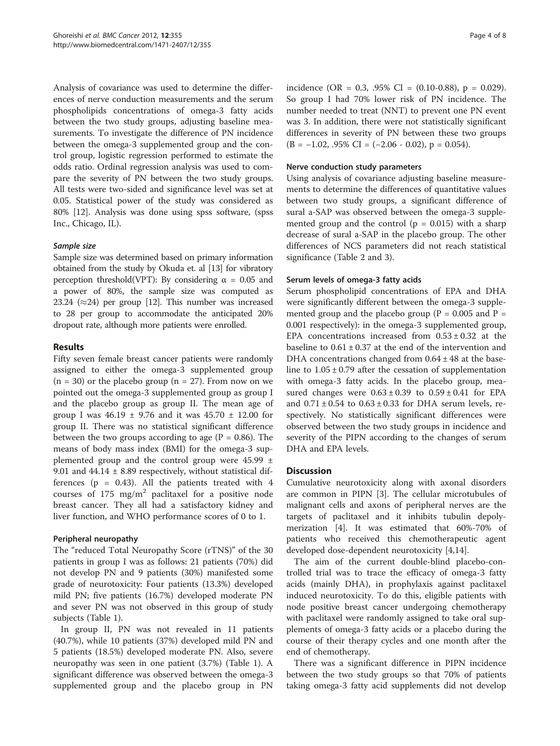Analysis of covariance was used to determine the differences of nerve conduction measurements and the serum phospholipids concentrations of omega-3 fatty acids between the two study groups, adjusting baseline measurements. To investigate the difference of PN incidence between the omega-3 supplemented group and the control group, logistic regression performed to estimate the odds ratio. Ordinal regression analysis was used to compare the severity of PN between the two study groups. All tests were two-sided and significance level was set at 0.05. Statistical power of the study was considered as 80% [12]. Analysis was done using spss software, (spss Inc., Chicago, IL).

#### *Sample size*

Sample size was determined based on primary information obtained from the study by Okuda et. al [13] for vibratory perception threshold(VPT): By considering $\alpha = 0.05$ and a power of 80%, the sample size was computed as 23.24 ($\approx$24) per group [12]. This number was increased to 28 per group to accommodate the anticipated 20% dropout rate, although more patients were enrolled.

## Results

Fifty seven female breast cancer patients were randomly assigned to either the omega-3 supplemented group ($n = 30$) or the placebo group ($n = 27$). From now on we pointed out the omega-3 supplemented group as group I and the placebo group as group II. The mean age of group I was $46.19 \pm 9.76$ and it was $45.70 \pm 12.00$ for group II. There was no statistical significant difference between the two groups according to age ($P = 0.86$). The means of body mass index (BMI) for the omega-3 supplemented group and the control group were $45.99 \pm 9.01$ and $44.14 \pm 8.89$ respectively, without statistical differences ($p = 0.43$). All the patients treated with 4 courses of 175 $mg/m^2$ paclitaxel for a positive node breast cancer. They all had a satisfactory kidney and liver function, and WHO performance scores of 0 to 1.

### Peripheral neuropathy

The "reduced Total Neuropathy Score (rTNS)" of the 30 patients in group I was as follows: 21 patients (70%) did not develop PN and 9 patients (30%) manifested some grade of neurotoxicity: Four patients (13.3%) developed mild PN; five patients (16.7%) developed moderate PN and sever PN was not observed in this group of study subjects (Table 1).

In group II, PN was not revealed in 11 patients (40.7%), while 10 patients (37%) developed mild PN and 5 patients (18.5%) developed moderate PN. Also, severe neuropathy was seen in one patient (3.7%) (Table 1). A significant difference was observed between the omega-3 supplemented group and the placebo group in PN incidence (OR = 0.3, .95% CI = (0.10-0.88), $p = 0.029$). So group I had 70% lower risk of PN incidence. The number needed to treat (NNT) to prevent one PN event was 3. In addition, there were not statistically significant differences in severity of PN between these two groups (B = −1.02, .95% CI = (−2.06 - 0.02), $p = 0.054$).

### Nerve conduction study parameters

Using analysis of covariance adjusting baseline measurements to determine the differences of quantitative values between two study groups, a significant difference of sural a-SAP was observed between the omega-3 supplemented group and the control ($p = 0.015$) with a sharp decrease of sural a-SAP in the placebo group. The other differences of NCS parameters did not reach statistical significance (Table 2 and 3).

### Serum levels of omega-3 fatty acids

Serum phospholipid concentrations of EPA and DHA were significantly different between the omega-3 supplemented group and the placebo group ($P = 0.005$ and $P = 0.001$ respectively): in the omega-3 supplemented group, EPA concentrations increased from $0.53 \pm 0.32$ at the baseline to $0.61 \pm 0.37$ at the end of the intervention and DHA concentrations changed from $0.64 \pm 48$ at the baseline to $1.05 \pm 0.79$ after the cessation of supplementation with omega-3 fatty acids. In the placebo group, measured changes were $0.63 \pm 0.39$ to $0.59 \pm 0.41$ for EPA and $0.71 \pm 0.54$ to $0.63 \pm 0.33$ for DHA serum levels, respectively. No statistically significant differences were observed between the two study groups in incidence and severity of the PIPN according to the changes of serum DHA and EPA levels.

## Discussion

Cumulative neurotoxicity along with axonal disorders are common in PIPN [3]. The cellular microtubules of malignant cells and axons of peripheral nerves are the targets of paclitaxel and it inhibits tubulin depolymerization [4]. It was estimated that 60%-70% of patients who received this chemotherapeutic agent developed dose-dependent neurotoxicity [4,14].

The aim of the current double-blind placebo-controlled trial was to trace the efficacy of omega-3 fatty acids (mainly DHA), in prophylaxis against paclitaxel induced neurotoxicity. To do this, eligible patients with node positive breast cancer undergoing chemotherapy with paclitaxel were randomly assigned to take oral supplements of omega-3 fatty acids or a placebo during the course of their therapy cycles and one month after the end of chemotherapy.

There was a significant difference in PIPN incidence between the two study groups so that 70% of patients taking omega-3 fatty acid supplements did not develop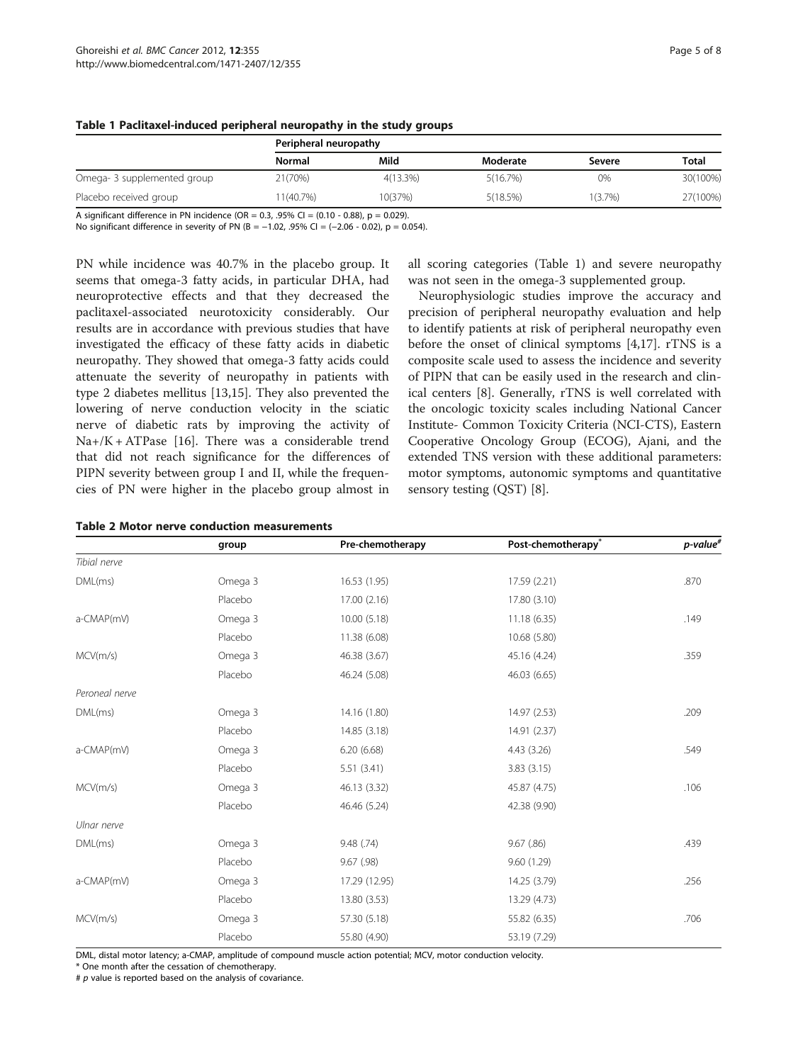**Table 1 Paclitaxel-induced peripheral neuropathy in the study groups**

| | Peripheral neuropathy | | | | |
|---|---|---|---|---|---|
| | Normal | Mild | Moderate | Severe | Total |
| Omega- 3 supplemented group | 21(70%) | 4(13.3%) | 5(16.7%) | 0% | 30(100%) |
| Placebo received group | 11(40.7%) | 10(37%) | 5(18.5%) | 1(3.7%) | 27(100%) |

A significant difference in PN incidence (OR = 0.3, .95% CI = (0.10 - 0.88), p = 0.029).
No significant difference in severity of PN (B = −1.02, .95% CI = (−2.06 - 0.02), p = 0.054).

PN while incidence was 40.7% in the placebo group. It seems that omega-3 fatty acids, in particular DHA, had neuroprotective effects and that they decreased the paclitaxel-associated neurotoxicity considerably. Our results are in accordance with previous studies that have investigated the efficacy of these fatty acids in diabetic neuropathy. They showed that omega-3 fatty acids could attenuate the severity of neuropathy in patients with type 2 diabetes mellitus [13,15]. They also prevented the lowering of nerve conduction velocity in the sciatic nerve of diabetic rats by improving the activity of $Na^+/K^+$ ATPase [16]. There was a considerable trend that did not reach significance for the differences of PIPN severity between group I and II, while the frequencies of PN were higher in the placebo group almost in all scoring categories (Table 1) and severe neuropathy was not seen in the omega-3 supplemented group.

Neurophysiologic studies improve the accuracy and precision of peripheral neuropathy evaluation and help to identify patients at risk of peripheral neuropathy even before the onset of clinical symptoms [4,17]. rTNS is a composite scale used to assess the incidence and severity of PIPN that can be easily used in the research and clinical centers [8]. Generally, rTNS is well correlated with the oncologic toxicity scales including National Cancer Institute- Common Toxicity Criteria (NCI-CTS), Eastern Cooperative Oncology Group (ECOG), Ajani, and the extended TNS version with these additional parameters: motor symptoms, autonomic symptoms and quantitative sensory testing (QST) [8].

**Table 2 Motor nerve conduction measurements**

| | group | Pre-chemotherapy | Post-chemotherapy* | *p-value*# |
|---|---|---|---|---|
| *Tibial nerve* | | | | |
| DML(ms) | Omega 3 | 16.53 (1.95) | 17.59 (2.21) | .870 |
| | Placebo | 17.00 (2.16) | 17.80 (3.10) | |
| a-CMAP(mV) | Omega 3 | 10.00 (5.18) | 11.18 (6.35) | .149 |
| | Placebo | 11.38 (6.08) | 10.68 (5.80) | |
| MCV(m/s) | Omega 3 | 46.38 (3.67) | 45.16 (4.24) | .359 |
| | Placebo | 46.24 (5.08) | 46.03 (6.65) | |
| *Peroneal nerve* | | | | |
| DML(ms) | Omega 3 | 14.16 (1.80) | 14.97 (2.53) | .209 |
| | Placebo | 14.85 (3.18) | 14.91 (2.37) | |
| a-CMAP(mV) | Omega 3 | 6.20 (6.68) | 4.43 (3.26) | .549 |
| | Placebo | 5.51 (3.41) | 3.83 (3.15) | |
| MCV(m/s) | Omega 3 | 46.13 (3.32) | 45.87 (4.75) | .106 |
| | Placebo | 46.46 (5.24) | 42.38 (9.90) | |
| *Ulnar nerve* | | | | |
| DML(ms) | Omega 3 | 9.48 (.74) | 9.67 (.86) | .439 |
| | Placebo | 9.67 (.98) | 9.60 (1.29) | |
| a-CMAP(mV) | Omega 3 | 17.29 (12.95) | 14.25 (3.79) | .256 |
| | Placebo | 13.80 (3.53) | 13.29 (4.73) | |
| MCV(m/s) | Omega 3 | 57.30 (5.18) | 55.82 (6.35) | .706 |
| | Placebo | 55.80 (4.90) | 53.19 (7.29) | |

DML, distal motor latency; a-CMAP, amplitude of compound muscle action potential; MCV, motor conduction velocity.
\* One month after the cessation of chemotherapy.
\# *p* value is reported based on the analysis of covariance.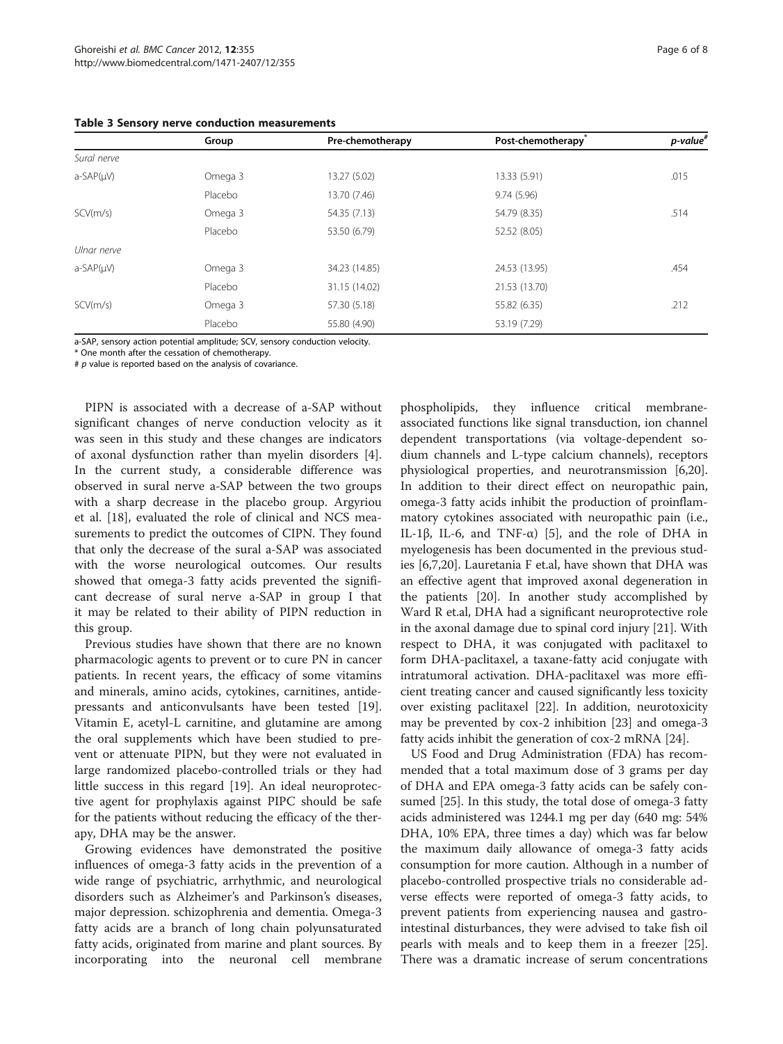**Table 3 Sensory nerve conduction measurements**

| | Group | Pre-chemotherapy | Post-chemotherapy* | *p-value*# |
|---|---|---|---|---|
| *Sural nerve* | | | | |
| a-SAP(μV) | Omega 3 | 13.27 (5.02) | 13.33 (5.91) | .015 |
| | Placebo | 13.70 (7.46) | 9.74 (5.96) | |
| SCV(m/s) | Omega 3 | 54.35 (7.13) | 54.79 (8.35) | .514 |
| | Placebo | 53.50 (6.79) | 52.52 (8.05) | |
| *Ulnar nerve* | | | | |
| a-SAP(μV) | Omega 3 | 34.23 (14.85) | 24.53 (13.95) | .454 |
| | Placebo | 31.15 (14.02) | 21.53 (13.70) | |
| SCV(m/s) | Omega 3 | 57.30 (5.18) | 55.82 (6.35) | .212 |
| | Placebo | 55.80 (4.90) | 53.19 (7.29) | |

a-SAP, sensory action potential amplitude; SCV, sensory conduction velocity.
\* One month after the cessation of chemotherapy.
\# *p* value is reported based on the analysis of covariance.

PIPN is associated with a decrease of a-SAP without significant changes of nerve conduction velocity as it was seen in this study and these changes are indicators of axonal dysfunction rather than myelin disorders [4]. In the current study, a considerable difference was observed in sural nerve a-SAP between the two groups with a sharp decrease in the placebo group. Argyriou et al. [18], evaluated the role of clinical and NCS measurements to predict the outcomes of CIPN. They found that only the decrease of the sural a-SAP was associated with the worse neurological outcomes. Our results showed that omega-3 fatty acids prevented the significant decrease of sural nerve a-SAP in group I that it may be related to their ability of PIPN reduction in this group.

Previous studies have shown that there are no known pharmacologic agents to prevent or to cure PN in cancer patients. In recent years, the efficacy of some vitamins and minerals, amino acids, cytokines, carnitines, antidepressants and anticonvulsants have been tested [19]. Vitamin E, acetyl-L carnitine, and glutamine are among the oral supplements which have been studied to prevent or attenuate PIPN, but they were not evaluated in large randomized placebo-controlled trials or they had little success in this regard [19]. An ideal neuroprotective agent for prophylaxis against PIPC should be safe for the patients without reducing the efficacy of the therapy, DHA may be the answer.

Growing evidences have demonstrated the positive influences of omega-3 fatty acids in the prevention of a wide range of psychiatric, arrhythmic, and neurological disorders such as Alzheimer's and Parkinson's diseases, major depression. schizophrenia and dementia. Omega-3 fatty acids are a branch of long chain polyunsaturated fatty acids, originated from marine and plant sources. By incorporating into the neuronal cell membrane phospholipids, they influence critical membrane-associated functions like signal transduction, ion channel dependent transportations (via voltage-dependent sodium channels and L-type calcium channels), receptors physiological properties, and neurotransmission [6,20]. In addition to their direct effect on neuropathic pain, omega-3 fatty acids inhibit the production of proinflammatory cytokines associated with neuropathic pain (i.e., IL-1β, IL-6, and TNF-α) [5], and the role of DHA in myelogenesis has been documented in the previous studies [6,7,20]. Lauretania F et.al, have shown that DHA was an effective agent that improved axonal degeneration in the patients [20]. In another study accomplished by Ward R et.al, DHA had a significant neuroprotective role in the axonal damage due to spinal cord injury [21]. With respect to DHA, it was conjugated with paclitaxel to form DHA-paclitaxel, a taxane-fatty acid conjugate with intratumoral activation. DHA-paclitaxel was more efficient treating cancer and caused significantly less toxicity over existing paclitaxel [22]. In addition, neurotoxicity may be prevented by cox-2 inhibition [23] and omega-3 fatty acids inhibit the generation of cox-2 mRNA [24].

US Food and Drug Administration (FDA) has recommended that a total maximum dose of 3 grams per day of DHA and EPA omega-3 fatty acids can be safely consumed [25]. In this study, the total dose of omega-3 fatty acids administered was 1244.1 mg per day (640 mg: 54% DHA, 10% EPA, three times a day) which was far below the maximum daily allowance of omega-3 fatty acids consumption for more caution. Although in a number of placebo-controlled prospective trials no considerable adverse effects were reported of omega-3 fatty acids, to prevent patients from experiencing nausea and gastrointestinal disturbances, they were advised to take fish oil pearls with meals and to keep them in a freezer [25]. There was a dramatic increase of serum concentrations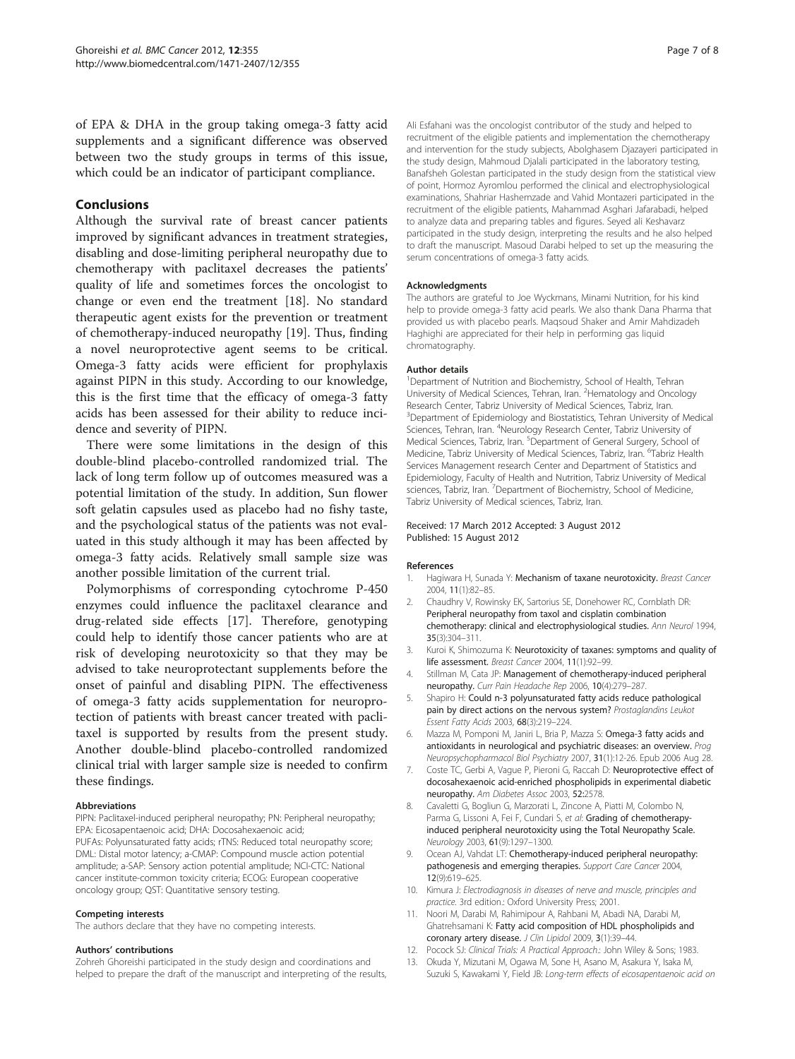of EPA & DHA in the group taking omega-3 fatty acid supplements and a significant difference was observed between two the study groups in terms of this issue, which could be an indicator of participant compliance.

## Conclusions

Although the survival rate of breast cancer patients improved by significant advances in treatment strategies, disabling and dose-limiting peripheral neuropathy due to chemotherapy with paclitaxel decreases the patients' quality of life and sometimes forces the oncologist to change or even end the treatment [18]. No standard therapeutic agent exists for the prevention or treatment of chemotherapy-induced neuropathy [19]. Thus, finding a novel neuroprotective agent seems to be critical. Omega-3 fatty acids were efficient for prophylaxis against PIPN in this study. According to our knowledge, this is the first time that the efficacy of omega-3 fatty acids has been assessed for their ability to reduce incidence and severity of PIPN.

There were some limitations in the design of this double-blind placebo-controlled randomized trial. The lack of long term follow up of outcomes measured was a potential limitation of the study. In addition, Sun flower soft gelatin capsules used as placebo had no fishy taste, and the psychological status of the patients was not evaluated in this study although it may has been affected by omega-3 fatty acids. Relatively small sample size was another possible limitation of the current trial.

Polymorphisms of corresponding cytochrome P-450 enzymes could influence the paclitaxel clearance and drug-related side effects [17]. Therefore, genotyping could help to identify those cancer patients who are at risk of developing neurotoxicity so that they may be advised to take neuroprotectant supplements before the onset of painful and disabling PIPN. The effectiveness of omega-3 fatty acids supplementation for neuroprotection of patients with breast cancer treated with paclitaxel is supported by results from the present study. Another double-blind placebo-controlled randomized clinical trial with larger sample size is needed to confirm these findings.

#### Abbreviations

PIPN: Paclitaxel-induced peripheral neuropathy; PN: Peripheral neuropathy; EPA: Eicosapentaenoic acid; DHA: Docosahexaenoic acid; PUFAs: Polyunsaturated fatty acids; rTNS: Reduced total neuropathy score; DML: Distal motor latency; a-CMAP: Compound muscle action potential amplitude; a-SAP: Sensory action potential amplitude; NCI-CTC: National cancer institute-common toxicity criteria; ECOG: European cooperative oncology group; QST: Quantitative sensory testing.

#### Competing interests

The authors declare that they have no competing interests.

#### Authors' contributions

Zohreh Ghoreishi participated in the study design and coordinations and helped to prepare the draft of the manuscript and interpreting of the results, Ali Esfahani was the oncologist contributor of the study and helped to recruitment of the eligible patients and implementation the chemotherapy and intervention for the study subjects, Abolghasem Djazayeri participated in the study design, Mahmoud Djalali participated in the laboratory testing, Banafsheh Golestan participated in the study design from the statistical view of point, Hormoz Ayromlou performed the clinical and electrophysiological examinations, Shahriar Hashemzade and Vahid Montazeri participated in the recruitment of the eligible patients, Mahammad Asghari Jafarabadi, helped to analyze data and preparing tables and figures. Seyed ali Keshavarz participated in the study design, interpreting the results and he also helped to draft the manuscript. Masoud Darabi helped to set up the measuring the serum concentrations of omega-3 fatty acids.

#### Acknowledgments

The authors are grateful to Joe Wyckmans, Minami Nutrition, for his kind help to provide omega-3 fatty acid pearls. We also thank Dana Pharma that provided us with placebo pearls. Maqsoud Shaker and Amir Mahdizadeh Haghighi are appreciated for their help in performing gas liquid chromatography.

#### Author details

[1]Department of Nutrition and Biochemistry, School of Health, Tehran University of Medical Sciences, Tehran, Iran. [2]Hematology and Oncology Research Center, Tabriz University of Medical Sciences, Tabriz, Iran. [3]Department of Epidemiology and Biostatistics, Tehran University of Medical Sciences, Tehran, Iran. [4]Neurology Research Center, Tabriz University of Medical Sciences, Tabriz, Iran. [5]Department of General Surgery, School of Medicine, Tabriz University of Medical Sciences, Tabriz, Iran. [6]Tabriz Health Services Management research Center and Department of Statistics and Epidemiology, Faculty of Health and Nutrition, Tabriz University of Medical sciences, Tabriz, Iran. [7]Department of Biochemistry, School of Medicine, Tabriz University of Medical sciences, Tabriz, Iran.

Received: 17 March 2012 Accepted: 3 August 2012
Published: 15 August 2012

#### References

1. Hagiwara H, Sunada Y: **Mechanism of taxane neurotoxicity.** *Breast Cancer* 2004, **11**(1):82–85.
2. Chaudhry V, Rowinsky EK, Sartorius SE, Donehower RC, Cornblath DR: **Peripheral neuropathy from taxol and cisplatin combination chemotherapy: clinical and electrophysiological studies.** *Ann Neurol* 1994, **35**(3):304–311.
3. Kuroi K, Shimozuma K: **Neurotoxicity of taxanes: symptoms and quality of life assessment.** *Breast Cancer* 2004, **11**(1):92–99.
4. Stillman M, Cata JP: **Management of chemotherapy-induced peripheral neuropathy.** *Curr Pain Headache Rep* 2006, **10**(4):279–287.
5. Shapiro H: **Could n-3 polyunsaturated fatty acids reduce pathological pain by direct actions on the nervous system?** *Prostaglandins Leukot Essent Fatty Acids* 2003, **68**(3):219–224.
6. Mazza M, Pomponi M, Janiri L, Bria P, Mazza S: **Omega-3 fatty acids and antioxidants in neurological and psychiatric diseases: an overview.** *Prog Neuropsychopharmacol Biol Psychiatry* 2007, **31**(1):12-26. Epub 2006 Aug 28.
7. Coste TC, Gerbi A, Vague P, Pieroni G, Raccah D: **Neuroprotective effect of docosahexaenoic acid-enriched phospholipids in experimental diabetic neuropathy.** *Am Diabetes Assoc* 2003, **52:**2578.
8. Cavaletti G, Bogliun G, Marzorati L, Zincone A, Piatti M, Colombo N, Parma G, Lissoni A, Fei F, Cundari S, *et al*: **Grading of chemotherapy-induced peripheral neurotoxicity using the Total Neuropathy Scale.** *Neurology* 2003, **61**(9):1297–1300.
9. Ocean AJ, Vahdat LT: **Chemotherapy-induced peripheral neuropathy: pathogenesis and emerging therapies.** *Support Care Cancer* 2004, **12**(9):619–625.
10. Kimura J: *Electrodiagnosis in diseases of nerve and muscle, principles and practice.* 3rd edition.: Oxford University Press; 2001.
11. Noori M, Darabi M, Rahimipour A, Rahbani M, Abadi NA, Darabi M, Ghatrehsamani K: **Fatty acid composition of HDL phospholipids and coronary artery disease.** *J Clin Lipidol* 2009, **3**(1):39–44.
12. Pocock SJ: *Clinical Trials: A Practical Approach.*: John Wiley & Sons; 1983.
13. Okuda Y, Mizutani M, Ogawa M, Sone H, Asano M, Asakura Y, Isaka M, Suzuki S, Kawakami Y, Field JB: *Long-term effects of eicosapentaenoic acid on*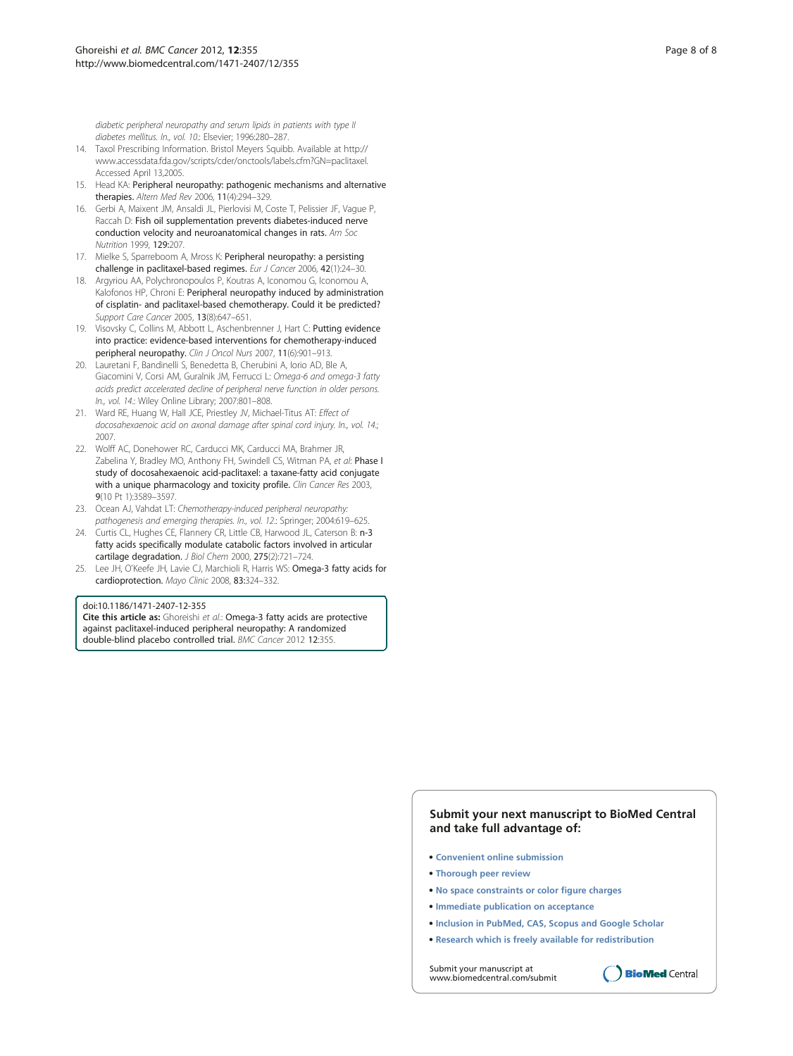*diabetic peripheral neuropathy and serum lipids in patients with type II diabetes mellitus. In., vol. 10.:* Elsevier; 1996:280–287.

14. Taxol Prescribing Information. Bristol Meyers Squibb. Available at http://www.accessdata.fda.gov/scripts/cder/onctools/labels.cfm?GN=paclitaxel. Accessed April 13,2005.
15. Head KA: **Peripheral neuropathy: pathogenic mechanisms and alternative therapies.** *Altern Med Rev* 2006, **11**(4):294–329.
16. Gerbi A, Maixent JM, Ansaldi JL, Pierlovisi M, Coste T, Pelissier JF, Vague P, Raccah D: **Fish oil supplementation prevents diabetes-induced nerve conduction velocity and neuroanatomical changes in rats.** *Am Soc Nutrition* 1999, **129:**207.
17. Mielke S, Sparreboom A, Mross K: **Peripheral neuropathy: a persisting challenge in paclitaxel-based regimes.** *Eur J Cancer* 2006, **42**(1):24–30.
18. Argyriou AA, Polychronopoulos P, Koutras A, Iconomou G, Iconomou A, Kalofonos HP, Chroni E: **Peripheral neuropathy induced by administration of cisplatin- and paclitaxel-based chemotherapy. Could it be predicted?** *Support Care Cancer* 2005, **13**(8):647–651.
19. Visovsky C, Collins M, Abbott L, Aschenbrenner J, Hart C: **Putting evidence into practice: evidence-based interventions for chemotherapy-induced peripheral neuropathy.** *Clin J Oncol Nurs* 2007, **11**(6):901–913.
20. Lauretani F, Bandinelli S, Benedetta B, Cherubini A, Iorio AD, Ble A, Giacomini V, Corsi AM, Guralnik JM, Ferrucci L: *Omega-6 and omega-3 fatty acids predict accelerated decline of peripheral nerve function in older persons. In., vol. 14.:* Wiley Online Library; 2007:801–808.
21. Ward RE, Huang W, Hall JCE, Priestley JV, Michael-Titus AT: *Effect of docosahexaenoic acid on axonal damage after spinal cord injury. In., vol. 14.;* 2007.
22. Wolff AC, Donehower RC, Carducci MK, Carducci MA, Brahmer JR, Zabelina Y, Bradley MO, Anthony FH, Swindell CS, Witman PA, *et al*: **Phase I study of docosahexaenoic acid-paclitaxel: a taxane-fatty acid conjugate with a unique pharmacology and toxicity profile.** *Clin Cancer Res* 2003, **9**(10 Pt 1):3589–3597.
23. Ocean AJ, Vahdat LT: *Chemotherapy-induced peripheral neuropathy: pathogenesis and emerging therapies. In., vol. 12.:* Springer; 2004:619–625.
24. Curtis CL, Hughes CE, Flannery CR, Little CB, Harwood JL, Caterson B: **n-3 fatty acids specifically modulate catabolic factors involved in articular cartilage degradation.** *J Biol Chem* 2000, **275**(2):721–724.
25. Lee JH, O'Keefe JH, Lavie CJ, Marchioli R, Harris WS: **Omega-3 fatty acids for cardioprotection.** *Mayo Clinic* 2008, **83:**324–332.

doi:10.1186/1471-2407-12-355
**Cite this article as:** Ghoreishi *et al.*: Omega-3 fatty acids are protective against paclitaxel-induced peripheral neuropathy: A randomized double-blind placebo controlled trial. *BMC Cancer* 2012 **12**:355.

**Submit your next manuscript to BioMed Central and take full advantage of:**

- **Convenient online submission**
- **Thorough peer review**
- **No space constraints or color figure charges**
- **Immediate publication on acceptance**
- **Inclusion in PubMed, CAS, Scopus and Google Scholar**
- **Research which is freely available for redistribution**

Submit your manuscript at
www.biomedcentral.com/submit

BioMed Central